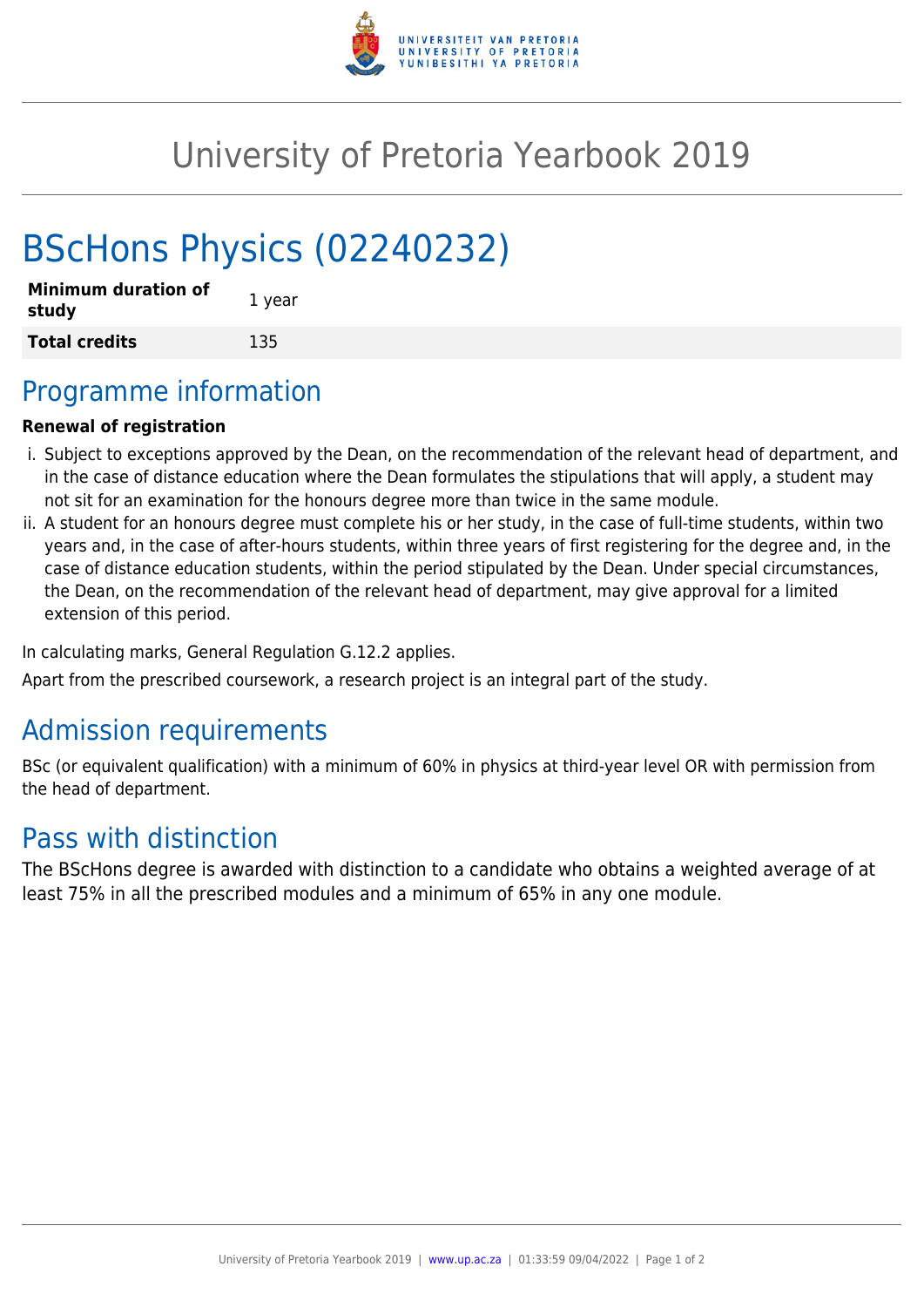# University of Pretoria Yearbook 2019

# BScHons Physics (02240232)

| **Minimum duration of study** | 1 year |
|---|---|
| **Total credits** | 135 |

## Programme information

**Renewal of registration**

i. Subject to exceptions approved by the Dean, on the recommendation of the relevant head of department, and in the case of distance education where the Dean formulates the stipulations that will apply, a student may not sit for an examination for the honours degree more than twice in the same module.

ii. A student for an honours degree must complete his or her study, in the case of full-time students, within two years and, in the case of after-hours students, within three years of first registering for the degree and, in the case of distance education students, within the period stipulated by the Dean. Under special circumstances, the Dean, on the recommendation of the relevant head of department, may give approval for a limited extension of this period.

In calculating marks, General Regulation G.12.2 applies.

Apart from the prescribed coursework, a research project is an integral part of the study.

## Admission requirements

BSc (or equivalent qualification) with a minimum of 60% in physics at third-year level OR with permission from the head of department.

## Pass with distinction

The BScHons degree is awarded with distinction to a candidate who obtains a weighted average of at least 75% in all the prescribed modules and a minimum of 65% in any one module.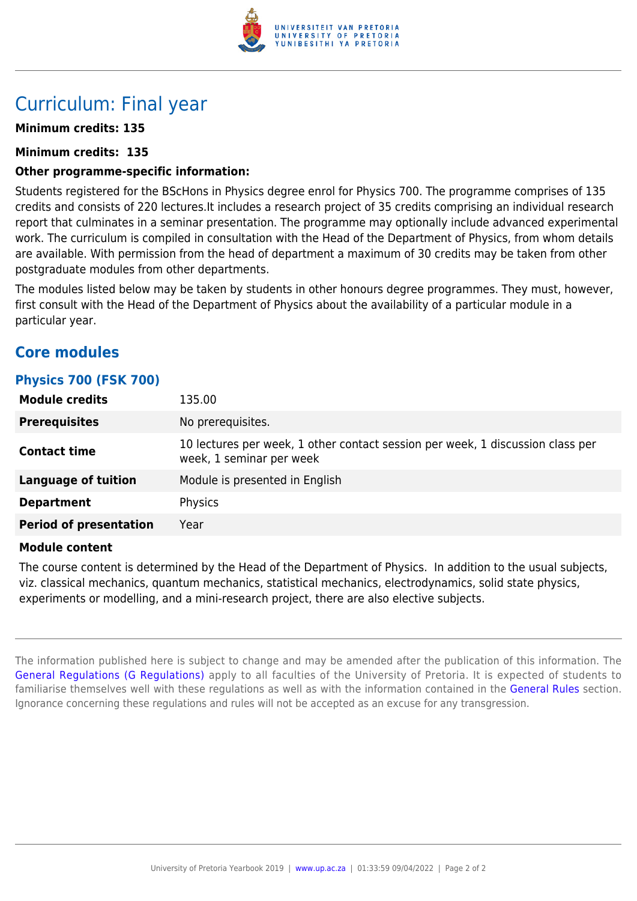# Curriculum: Final year

**Minimum credits: 135**

**Minimum credits: 135**

**Other programme-specific information:**

Students registered for the BScHons in Physics degree enrol for Physics 700. The programme comprises of 135 credits and consists of 220 lectures.It includes a research project of 35 credits comprising an individual research report that culminates in a seminar presentation. The programme may optionally include advanced experimental work. The curriculum is compiled in consultation with the Head of the Department of Physics, from whom details are available. With permission from the head of department a maximum of 30 credits may be taken from other postgraduate modules from other departments.

The modules listed below may be taken by students in other honours degree programmes. They must, however, first consult with the Head of the Department of Physics about the availability of a particular module in a particular year.

## Core modules

### Physics 700 (FSK 700)

| | |
|---|---|
| **Module credits** | 135.00 |
| **Prerequisites** | No prerequisites. |
| **Contact time** | 10 lectures per week, 1 other contact session per week, 1 discussion class per week, 1 seminar per week |
| **Language of tuition** | Module is presented in English |
| **Department** | Physics |
| **Period of presentation** | Year |

**Module content**

The course content is determined by the Head of the Department of Physics. In addition to the usual subjects, viz. classical mechanics, quantum mechanics, statistical mechanics, electrodynamics, solid state physics, experiments or modelling, and a mini-research project, there are also elective subjects.

The information published here is subject to change and may be amended after the publication of this information. The General Regulations (G Regulations) apply to all faculties of the University of Pretoria. It is expected of students to familiarise themselves well with these regulations as well as with the information contained in the General Rules section. Ignorance concerning these regulations and rules will not be accepted as an excuse for any transgression.